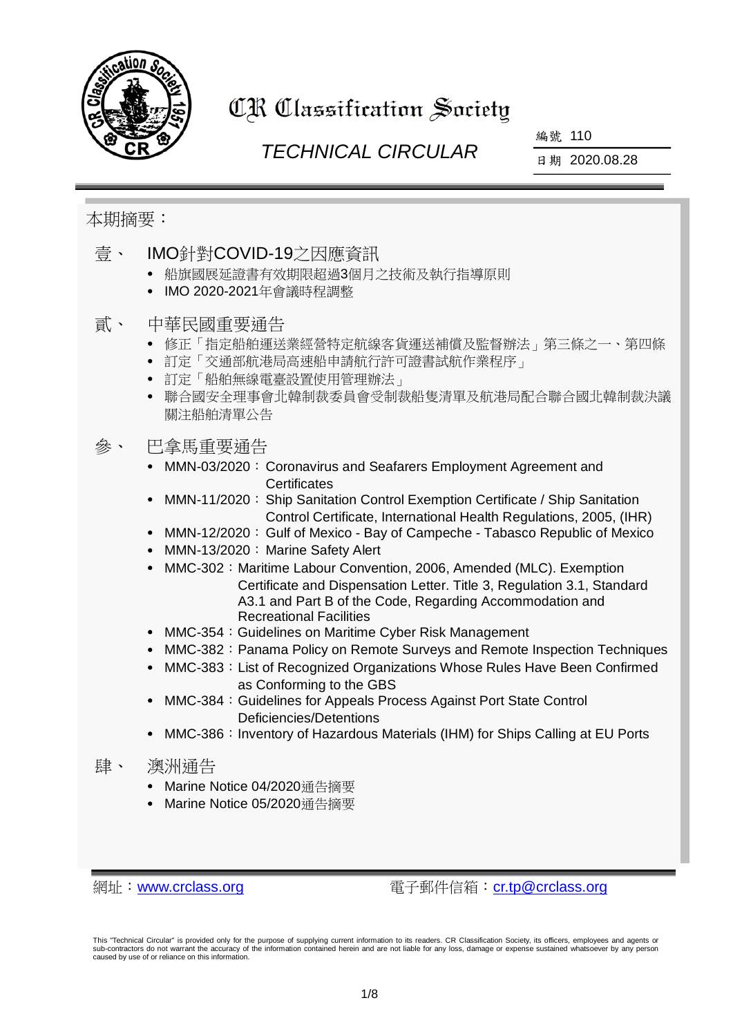# CR Classification Society

## *TECHNICAL CIRCULAR*

編號 110

日期 2020.08.28

本期摘要：

### 壹、 IMO針對COVID-19之因應資訊

- 船旗國展延證書有效期限超過3個月之技術及執行指導原則
- IMO 2020-2021年會議時程調整

### 貳、 中華民國重要通告

- 修正「指定船舶運送業經營特定航線客貨運送補償及監督辦法」第三條之一、第四條
- 訂定「交通部航港局高速船申請航行許可證書試航作業程序」
- 訂定「船舶無線電臺設置使用管理辦法」
- 聯合國安全理事會北韓制裁委員會受制裁船隻清單及航港局配合聯合國北韓制裁決議關注船舶清單公告

### 參、 巴拿馬重要通告

- MMN-03/2020：Coronavirus and Seafarers Employment Agreement and Certificates
- MMN-11/2020：Ship Sanitation Control Exemption Certificate / Ship Sanitation Control Certificate, International Health Regulations, 2005, (IHR)
- MMN-12/2020：Gulf of Mexico - Bay of Campeche - Tabasco Republic of Mexico
- MMN-13/2020：Marine Safety Alert
- MMC-302：Maritime Labour Convention, 2006, Amended (MLC). Exemption Certificate and Dispensation Letter. Title 3, Regulation 3.1, Standard A3.1 and Part B of the Code, Regarding Accommodation and Recreational Facilities
- MMC-354：Guidelines on Maritime Cyber Risk Management
- MMC-382：Panama Policy on Remote Surveys and Remote Inspection Techniques
- MMC-383：List of Recognized Organizations Whose Rules Have Been Confirmed as Conforming to the GBS
- MMC-384：Guidelines for Appeals Process Against Port State Control Deficiencies/Detentions
- MMC-386：Inventory of Hazardous Materials (IHM) for Ships Calling at EU Ports

### 肆、 澳洲通告

- Marine Notice 04/2020通告摘要
- Marine Notice 05/2020通告摘要

網址：www.crclass.org　　電子郵件信箱：cr.tp@crclass.org

This "Technical Circular" is provided only for the purpose of supplying current information to its readers. CR Classification Society, its officers, employees and agents or sub-contractors do not warrant the accuracy of the information contained herein and are not liable for any loss, damage or expense sustained whatsoever by any person caused by use of or reliance on this information.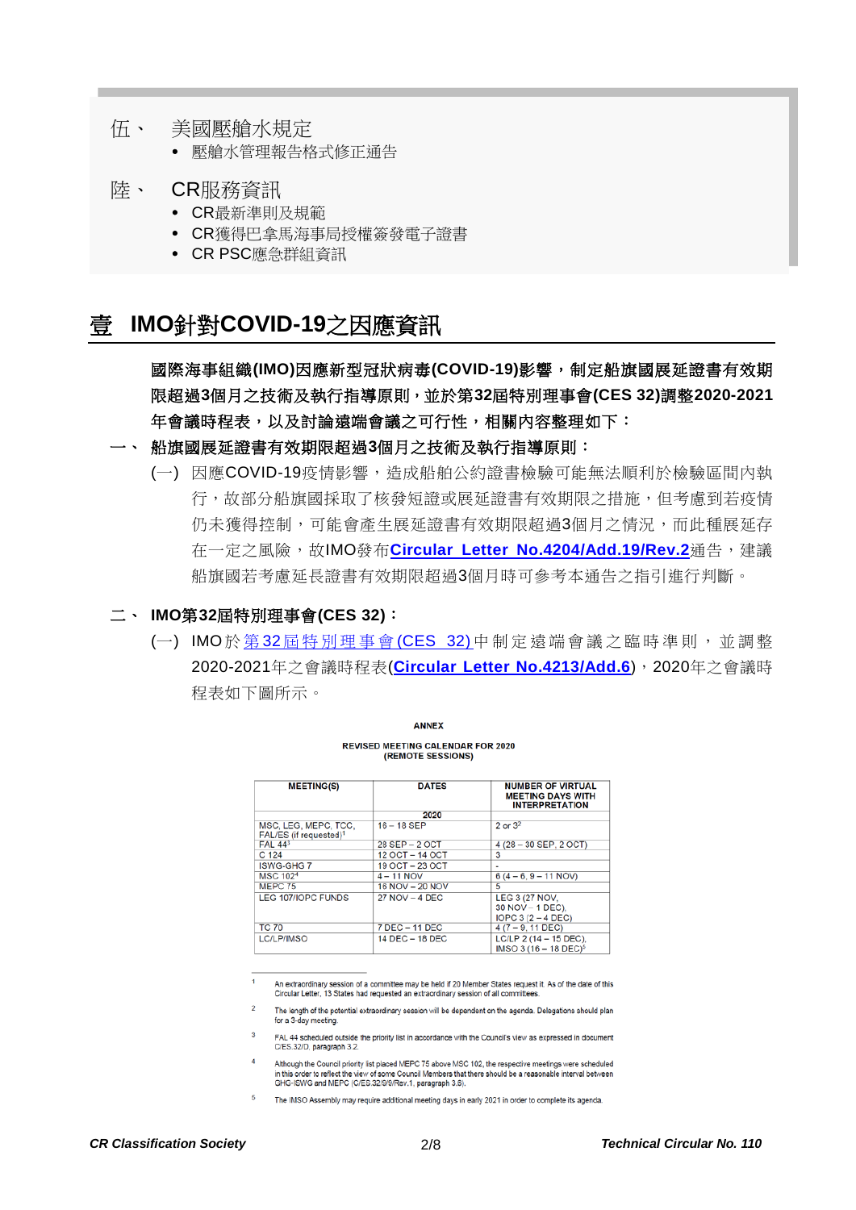伍、 美國壓艙水規定

- 壓艙水管理報告格式修正通告

陸、 CR服務資訊

- CR最新準則及規範
- CR獲得巴拿馬海事局授權簽發電子證書
- CR PSC應急群組資訊

# 壹 IMO針對COVID-19之因應資訊

**國際海事組織(IMO)因應新型冠狀病毒(COVID-19)影響，制定船旗國展延證書有效期限超過3個月之技術及執行指導原則，並於第32屆特別理事會(CES 32)調整2020-2021年會議時程表，以及討論遠端會議之可行性，相關內容整理如下：**

## 一、 船旗國展延證書有效期限超過3個月之技術及執行指導原則：

(一) 因應COVID-19疫情影響，造成船舶公約證書檢驗可能無法順利於檢驗區間內執行，故部分船旗國採取了核發短證或展延證書有效期限之措施，但考慮到若疫情仍未獲得控制，可能會產生展延證書有效期限超過3個月之情況，而此種展延存在一定之風險，故IMO發布**Circular Letter No.4204/Add.19/Rev.2**通告，建議船旗國若考慮延長證書有效期限超過3個月時可參考本通告之指引進行判斷。

## 二、 IMO第32屆特別理事會(CES 32)：

(一) IMO於第32屆特別理事會(CES 32)中制定遠端會議之臨時準則，並調整2020-2021年之會議時程表(**Circular Letter No.4213/Add.6**)，2020年之會議時程表如下圖所示。

ANNEX

REVISED MEETING CALENDAR FOR 2020
(REMOTE SESSIONS)

| MEETING(S) | DATES | NUMBER OF VIRTUAL MEETING DAYS WITH INTERPRETATION |
|---|---|---|
| | 2020 | |
| MSC, LEG, MEPC, TCC, FAL/ES (if requested)[1] | 16 – 18 SEP | 2 or 3[2] |
| FAL 44[3] | 28 SEP – 2 OCT | 4 (28 – 30 SEP, 2 OCT) |
| C 124 | 12 OCT – 14 OCT | 3 |
| ISWG-GHG 7 | 19 OCT – 23 OCT | - |
| MSC 102[4] | 4 – 11 NOV | 6 (4 – 6, 9 – 11 NOV) |
| MEPC 75 | 16 NOV – 20 NOV | 5 |
| LEG 107/IOPC FUNDS | 27 NOV – 4 DEC | LEG 3 (27 NOV, 30 NOV – 1 DEC), IOPC 3 (2 – 4 DEC) |
| TC 70 | 7 DEC – 11 DEC | 4 (7 – 9, 11 DEC) |
| LC/LP/IMSO | 14 DEC – 18 DEC | LC/LP 2 (14 – 15 DEC), IMSO 3 (16 – 18 DEC)[5] |

[1] An extraordinary session of a committee may be held if 20 Member States request it. As of the date of this Circular Letter, 13 States had requested an extraordinary session of all committees.

[2] The length of the potential extraordinary session will be dependent on the agenda. Delegations should plan for a 3-day meeting.

[3] FAL 44 scheduled outside the priority list in accordance with the Council's view as expressed in document C/ES.32/D, paragraph 3.2.

[4] Although the Council priority list placed MEPC 75 above MSC 102, the respective meetings were scheduled in this order to reflect the view of some Council Members that there should be a reasonable interval between GHG-ISWG and MEPC (C/ES.32/9/Rev.1, paragraph 3.8).

[5] The IMSO Assembly may require additional meeting days in early 2021 in order to complete its agenda.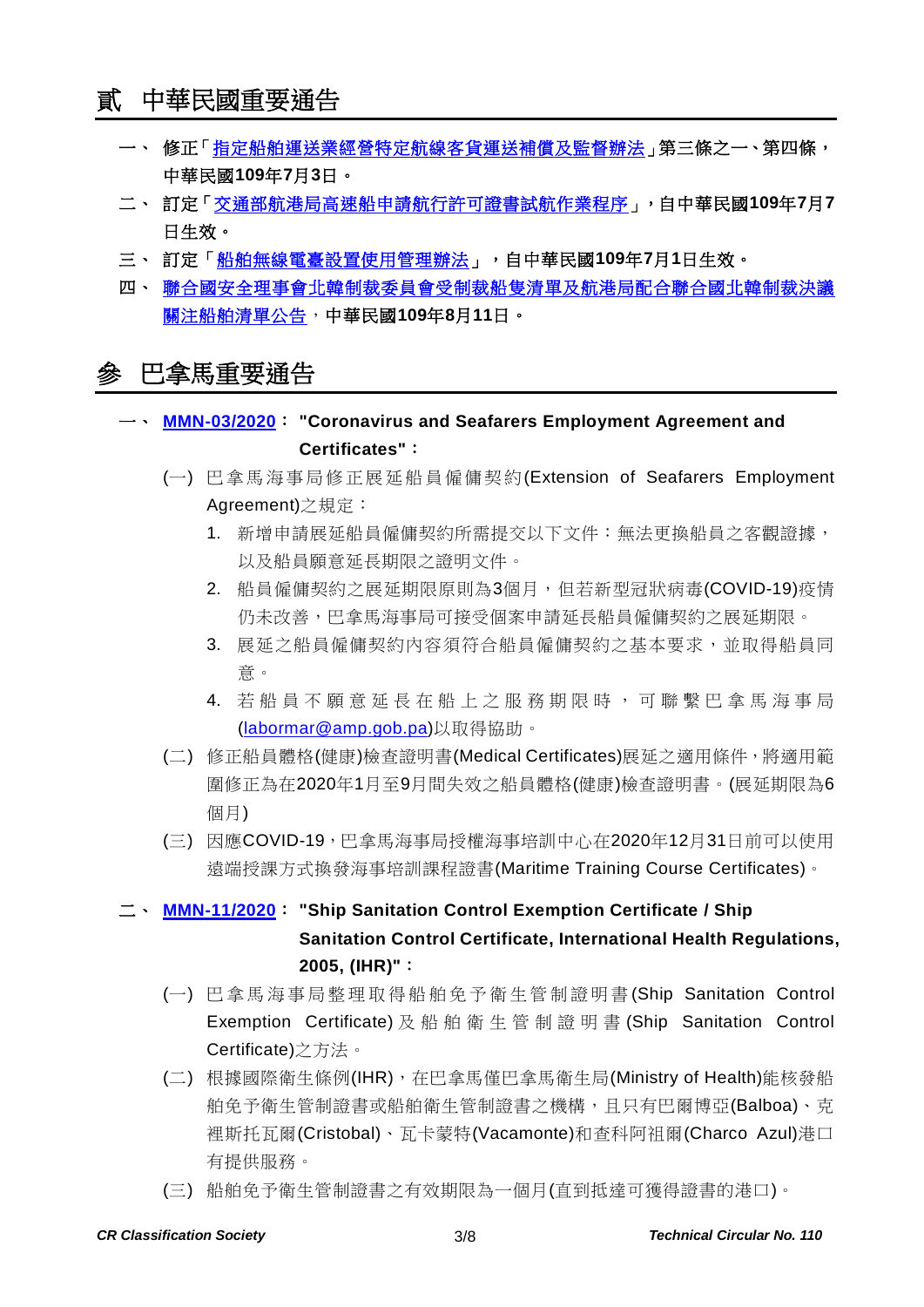# 貳　中華民國重要通告

一、 **修正「指定船舶運送業經營特定航線客貨運送補償及監督辦法」第三條之一、第四條，中華民國109年7月3日。**

二、 **訂定「交通部航港局高速船申請航行許可證書試航作業程序」，自中華民國109年7月7日生效。**

三、 **訂定「船舶無線電臺設置使用管理辦法」，自中華民國109年7月1日生效。**

四、 **聯合國安全理事會北韓制裁委員會受制裁船隻清單及航港局配合聯合國北韓制裁決議關注船舶清單公告，中華民國109年8月11日。**

# 參　巴拿馬重要通告

一、 **MMN-03/2020： "Coronavirus and Seafarers Employment Agreement and Certificates"：**

(一) 巴拿馬海事局修正展延船員僱傭契約(Extension of Seafarers Employment Agreement)之規定：

1. 新增申請展延船員僱傭契約所需提交以下文件：無法更換船員之客觀證據，以及船員願意延長期限之證明文件。
2. 船員僱傭契約之展延期限原則為3個月，但若新型冠狀病毒(COVID-19)疫情仍未改善，巴拿馬海事局可接受個案申請延長船員僱傭契約之展延期限。
3. 展延之船員僱傭契約內容須符合船員僱傭契約之基本要求，並取得船員同意。
4. 若船員不願意延長在船上之服務期限時，可聯繫巴拿馬海事局(labormar@amp.gob.pa)以取得協助。

(二) 修正船員體格(健康)檢查證明書(Medical Certificates)展延之適用條件，將適用範圍修正為在2020年1月至9月間失效之船員體格(健康)檢查證明書。(展延期限為6個月)

(三) 因應COVID-19，巴拿馬海事局授權海事培訓中心在2020年12月31日前可以使用遠端授課方式換發海事培訓課程證書(Maritime Training Course Certificates)。

二、 **MMN-11/2020： "Ship Sanitation Control Exemption Certificate / Ship Sanitation Control Certificate, International Health Regulations, 2005, (IHR)"：**

(一) 巴拿馬海事局整理取得船舶免予衛生管制證明書(Ship Sanitation Control Exemption Certificate)及船舶衛生管制證明書(Ship Sanitation Control Certificate)之方法。

(二) 根據國際衛生條例(IHR)，在巴拿馬僅巴拿馬衛生局(Ministry of Health)能核發船舶免予衛生管制證書或船舶衛生管制證書之機構，且只有巴爾博亞(Balboa)、克裡斯托瓦爾(Cristobal)、瓦卡蒙特(Vacamonte)和查科阿祖爾(Charco Azul)港口有提供服務。

(三) 船舶免予衛生管制證書之有效期限為一個月(直到抵達可獲得證書的港口)。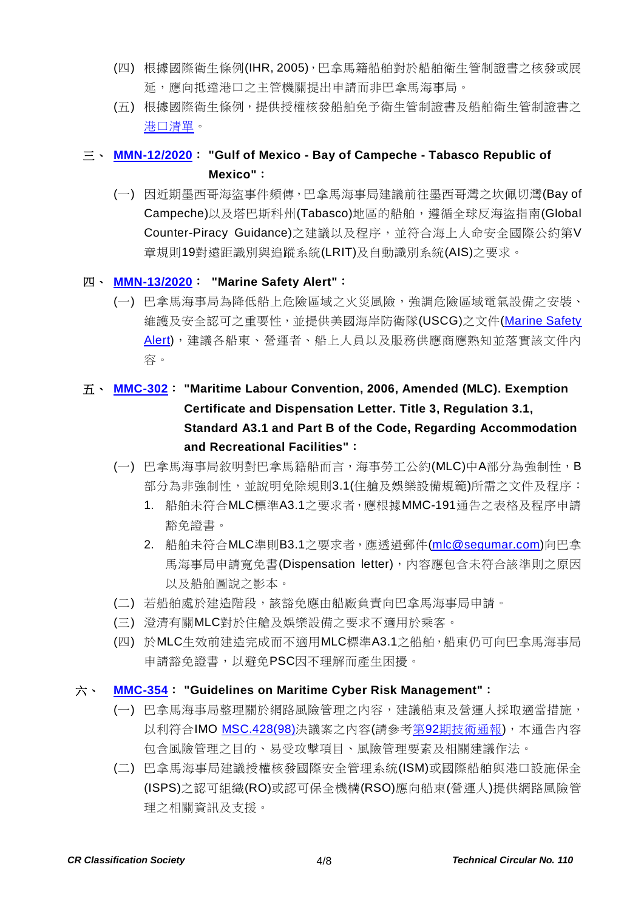(四) 根據國際衛生條例(IHR, 2005)，巴拿馬籍船舶對於船舶衛生管制證書之核發或展延，應向抵達港口之主管機關提出申請而非巴拿馬海事局。

(五) 根據國際衛生條例，提供授權核發船舶免予衛生管制證書及船舶衛生管制證書之港口清單。

## 三、 MMN-12/2020： "Gulf of Mexico - Bay of Campeche - Tabasco Republic of Mexico"：

(一) 因近期墨西哥海盜事件頻傳，巴拿馬海事局建議前往墨西哥灣之坎佩切灣(Bay of Campeche)以及塔巴斯科州(Tabasco)地區的船舶，遵循全球反海盜指南(Global Counter-Piracy Guidance)之建議以及程序，並符合海上人命安全國際公約第V章規則19對遠距識別與追蹤系統(LRIT)及自動識別系統(AIS)之要求。

## 四、 MMN-13/2020： "Marine Safety Alert"：

(一) 巴拿馬海事局為降低船上危險區域之火災風險，強調危險區域電氣設備之安裝、維護及安全認可之重要性，並提供美國海岸防衛隊(USCG)之文件(Marine Safety Alert)，建議各船東、營運者、船上人員以及服務供應商應熟知並落實該文件內容。

## 五、 MMC-302： "Maritime Labour Convention, 2006, Amended (MLC). Exemption Certificate and Dispensation Letter. Title 3, Regulation 3.1, Standard A3.1 and Part B of the Code, Regarding Accommodation and Recreational Facilities"：

(一) 巴拿馬海事局敘明對巴拿馬籍船而言，海事勞工公約(MLC)中A部分為強制性，B部分為非強制性，並說明免除規則3.1(住艙及娛樂設備規範)所需之文件及程序：

1. 船舶未符合MLC標準A3.1之要求者，應根據MMC-191通告之表格及程序申請豁免證書。
2. 船舶未符合MLC準則B3.1之要求者，應透過郵件(mlc@segumar.com)向巴拿馬海事局申請寬免書(Dispensation letter)，內容應包含未符合該準則之原因以及船舶圖說之影本。

(二) 若船舶處於建造階段，該豁免應由船廠負責向巴拿馬海事局申請。

(三) 澄清有關MLC對於住艙及娛樂設備之要求不適用於乘客。

(四) 於MLC生效前建造完成而不適用MLC標準A3.1之船舶，船東仍可向巴拿馬海事局申請豁免證書，以避免PSC因不理解而產生困擾。

## 六、 MMC-354： "Guidelines on Maritime Cyber Risk Management"：

(一) 巴拿馬海事局整理關於網路風險管理之內容，建議船東及營運人採取適當措施，以利符合IMO MSC.428(98)決議案之內容(請參考第92期技術通報)，本通告內容包含風險管理之目的、易受攻擊項目、風險管理要素及相關建議作法。

(二) 巴拿馬海事局建議授權核發國際安全管理系統(ISM)或國際船舶與港口設施保全(ISPS)之認可組織(RO)或認可保全機構(RSO)應向船東(營運人)提供網路風險管理之相關資訊及支援。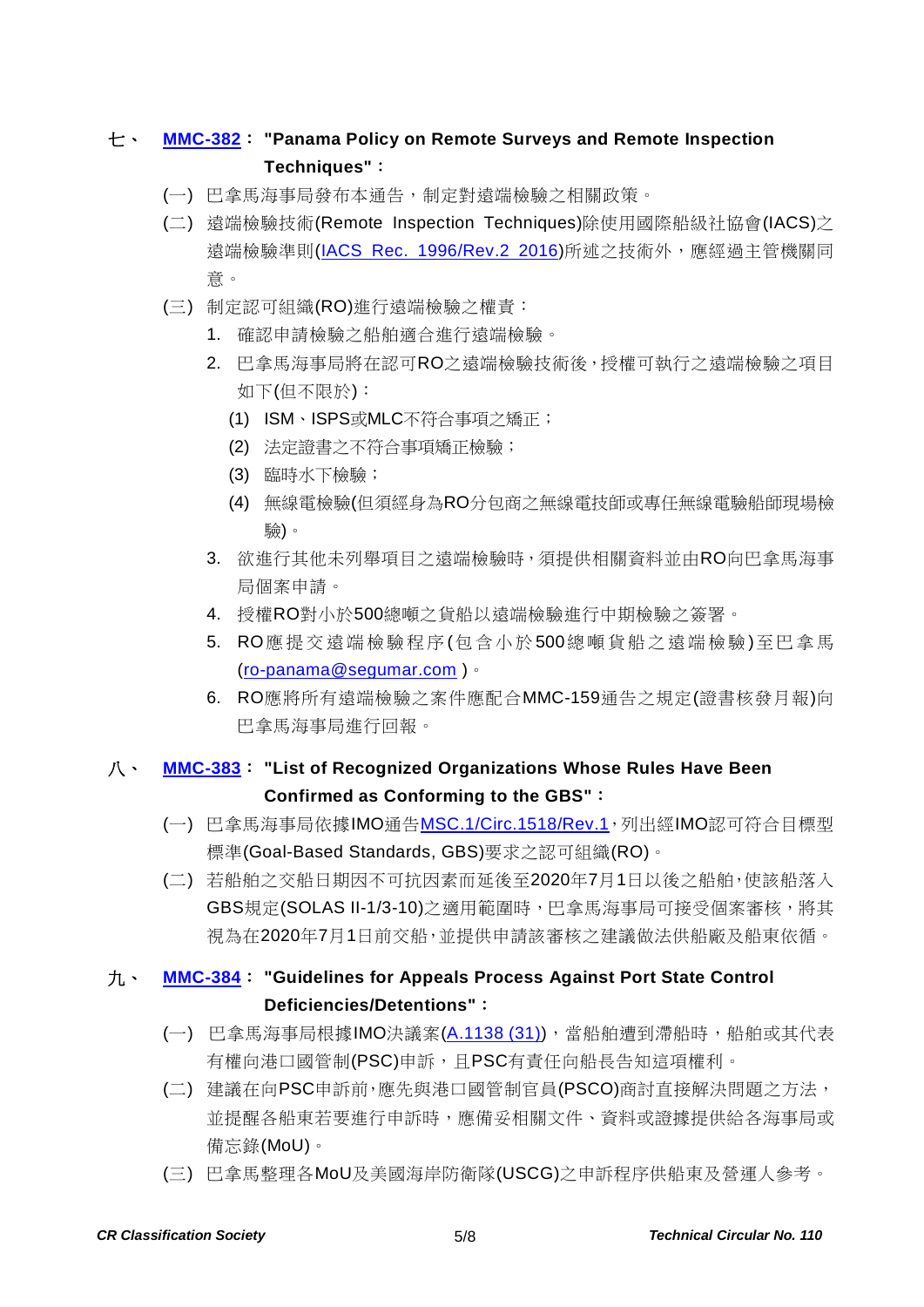## 七、 MMC-382： "Panama Policy on Remote Surveys and Remote Inspection Techniques"：

(一) 巴拿馬海事局發布本通告，制定對遠端檢驗之相關政策。

(二) 遠端檢驗技術(Remote Inspection Techniques)除使用國際船級社協會(IACS)之遠端檢驗準則(IACS Rec. 1996/Rev.2 2016)所述之技術外，應經過主管機關同意。

(三) 制定認可組織(RO)進行遠端檢驗之權責：

1. 確認申請檢驗之船舶適合進行遠端檢驗。
2. 巴拿馬海事局將在認可RO之遠端檢驗技術後，授權可執行之遠端檢驗之項目如下(但不限於)：
   (1) ISM、ISPS或MLC不符合事項之矯正；
   (2) 法定證書之不符合事項矯正檢驗；
   (3) 臨時水下檢驗；
   (4) 無線電檢驗(但須經身為RO分包商之無線電技師或專任無線電驗船師現場檢驗)。
3. 欲進行其他未列舉項目之遠端檢驗時，須提供相關資料並由RO向巴拿馬海事局個案申請。
4. 授權RO對小於500總噸之貨船以遠端檢驗進行中期檢驗之簽署。
5. RO應提交遠端檢驗程序(包含小於500總噸貨船之遠端檢驗)至巴拿馬(ro-panama@segumar.com )。
6. RO應將所有遠端檢驗之案件應配合MMC-159通告之規定(證書核發月報)向巴拿馬海事局進行回報。

## 八、 MMC-383： "List of Recognized Organizations Whose Rules Have Been Confirmed as Conforming to the GBS"：

(一) 巴拿馬海事局依據IMO通告MSC.1/Circ.1518/Rev.1，列出經IMO認可符合目標型標準(Goal-Based Standards, GBS)要求之認可組織(RO)。

(二) 若船舶之交船日期因不可抗因素而延後至2020年7月1日以後之船舶，使該船落入GBS規定(SOLAS II-1/3-10)之適用範圍時，巴拿馬海事局可接受個案審核，將其視為在2020年7月1日前交船，並提供申請該審核之建議做法供船廠及船東依循。

## 九、 MMC-384： "Guidelines for Appeals Process Against Port State Control Deficiencies/Detentions"：

(一) 巴拿馬海事局根據IMO決議案(A.1138 (31))，當船舶遭到滯船時，船舶或其代表有權向港口國管制(PSC)申訴，且PSC有責任向船長告知這項權利。

(二) 建議在向PSC申訴前，應先與港口國管制官員(PSCO)商討直接解決問題之方法，並提醒各船東若要進行申訴時，應備妥相關文件、資料或證據提供給各海事局或備忘錄(MoU)。

(三) 巴拿馬整理各MoU及美國海岸防衛隊(USCG)之申訴程序供船東及營運人參考。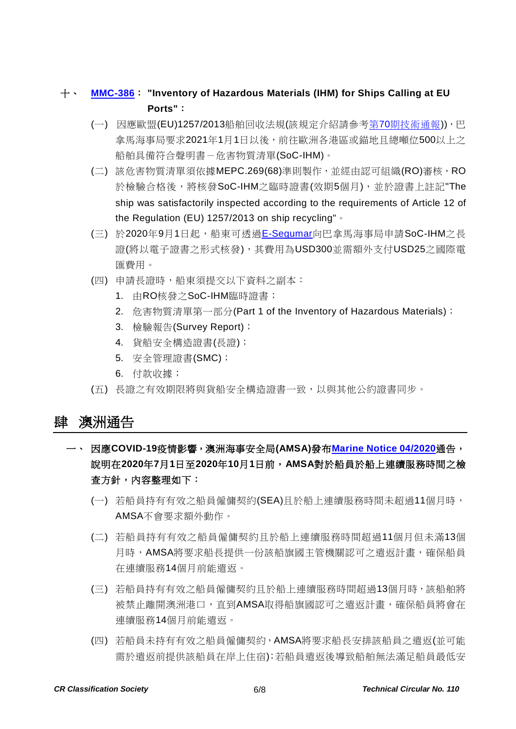### 十、 MMC-386： "Inventory of Hazardous Materials (IHM) for Ships Calling at EU Ports"：

(一) 因應歐盟(EU)1257/2013船舶回收法規(該規定介紹請參考第70期技術通報))，巴拿馬海事局要求2021年1月1日以後，前往歐洲各港區或錨地且總噸位500以上之船舶具備符合聲明書－危害物質清單(SoC-IHM)。

(二) 該危害物質清單須依據MEPC.269(68)準則製作，並經由認可組織(RO)審核，RO於檢驗合格後，將核發SoC-IHM之臨時證書(效期5個月)，並於證書上註記"The ship was satisfactorily inspected according to the requirements of Article 12 of the Regulation (EU) 1257/2013 on ship recycling"。

(三) 於2020年9月1日起，船東可透過E-Segumar向巴拿馬海事局申請SoC-IHM之長證(將以電子證書之形式核發)，其費用為USD300並需額外支付USD25之國際電匯費用。

(四) 申請長證時，船東須提交以下資料之副本：

1. 由RO核發之SoC-IHM臨時證書；
2. 危害物質清單第一部分(Part 1 of the Inventory of Hazardous Materials)；
3. 檢驗報告(Survey Report)；
4. 貨船安全構造證書(長證)；
5. 安全管理證書(SMC)；
6. 付款收據；

(五) 長證之有效期限將與貨船安全構造證書一致，以與其他公約證書同步。

## 肆 澳洲通告

### 一、 因應COVID-19疫情影響，澳洲海事安全局(AMSA)發布Marine Notice 04/2020通告，說明在2020年7月1日至2020年10月1日前，AMSA對於船員於船上連續服務時間之檢查方針，內容整理如下：

(一) 若船員持有有效之船員僱傭契約(SEA)且於船上連續服務時間未超過11個月時，AMSA不會要求額外動作。

(二) 若船員持有有效之船員僱傭契約且於船上連續服務時間超過11個月但未滿13個月時，AMSA將要求船長提供一份該船旗國主管機關認可之遣返計畫，確保船員在連續服務14個月前能遣返。

(三) 若船員持有有效之船員僱傭契約且於船上連續服務時間超過13個月時，該船舶將被禁止離開澳洲港口，直到AMSA取得船旗國認可之遣返計畫，確保船員將會在連續服務14個月前能遣返。

(四) 若船員未持有有效之船員僱傭契約，AMSA將要求船長安排該船員之遣返(並可能需於遣返前提供該船員在岸上住宿)；若船員遣返後導致船舶無法滿足船員最低安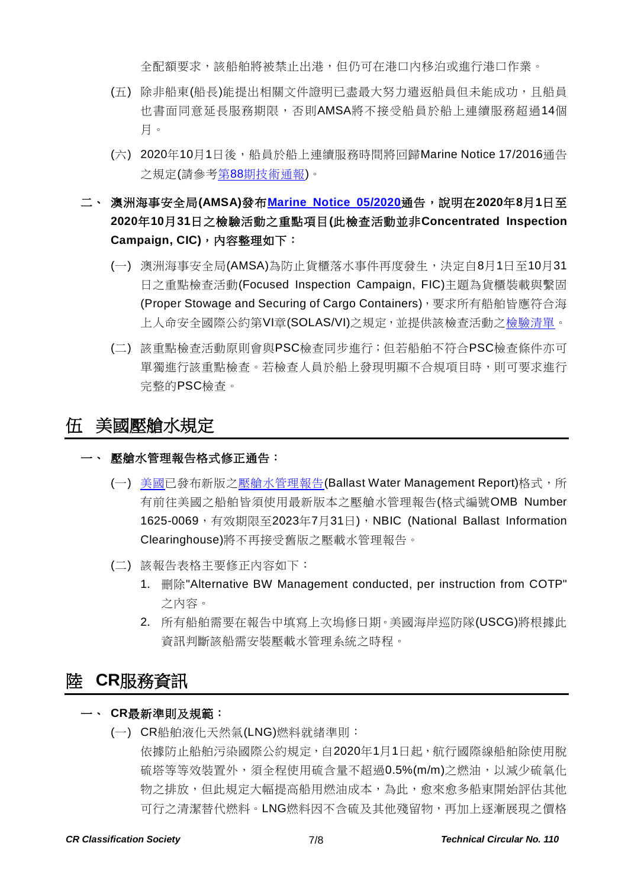全配額要求，該船舶將被禁止出港，但仍可在港口內移泊或進行港口作業。

(五) 除非船東(船長)能提出相關文件證明已盡最大努力遣返船員但未能成功，且船員也書面同意延長服務期限，否則AMSA將不接受船員於船上連續服務超過14個月。

(六) 2020年10月1日後，船員於船上連續服務時間將回歸Marine Notice 17/2016通告之規定(請參考第88期技術通報)。

**二、 澳洲海事安全局(AMSA)發布Marine Notice 05/2020通告，說明在2020年8月1日至2020年10月31日之檢驗活動之重點項目(此檢查活動並非Concentrated Inspection Campaign, CIC)，內容整理如下：**

(一) 澳洲海事安全局(AMSA)為防止貨櫃落水事件再度發生，決定自8月1日至10月31日之重點檢查活動(Focused Inspection Campaign, FIC)主題為貨櫃裝載與繫固(Proper Stowage and Securing of Cargo Containers)，要求所有船舶皆應符合海上人命安全國際公約第VI章(SOLAS/VI)之規定，並提供該檢查活動之檢驗清單。

(二) 該重點檢查活動原則會與PSC檢查同步進行；但若船舶不符合PSC檢查條件亦可單獨進行該重點檢查。若檢查人員於船上發現明顯不合規項目時，則可要求進行完整的PSC檢查。

# 伍 美國壓艙水規定

**一、 壓艙水管理報告格式修正通告：**

(一) 美國已發布新版之壓艙水管理報告(Ballast Water Management Report)格式，所有前往美國之船舶皆須使用最新版本之壓艙水管理報告(格式編號OMB Number 1625-0069，有效期限至2023年7月31日)，NBIC (National Ballast Information Clearinghouse)將不再接受舊版之壓載水管理報告。

(二) 該報告表格主要修正內容如下：

1. 刪除"Alternative BW Management conducted, per instruction from COTP"之內容。
2. 所有船舶需要在報告中填寫上次塢修日期。美國海岸巡防隊(USCG)將根據此資訊判斷該船需安裝壓載水管理系統之時程。

# 陸 CR服務資訊

**一、 CR最新準則及規範：**

(一) CR船舶液化天然氣(LNG)燃料就緒準則：

依據防止船舶污染國際公約規定，自2020年1月1日起，航行國際線船舶除使用脫硫塔等等效裝置外，須全程使用硫含量不超過0.5%(m/m)之燃油，以減少硫氧化物之排放，但此規定大幅提高船用燃油成本，為此，愈來愈多船東開始評估其他可行之清潔替代燃料。LNG燃料因不含硫及其他殘留物，再加上逐漸展現之價格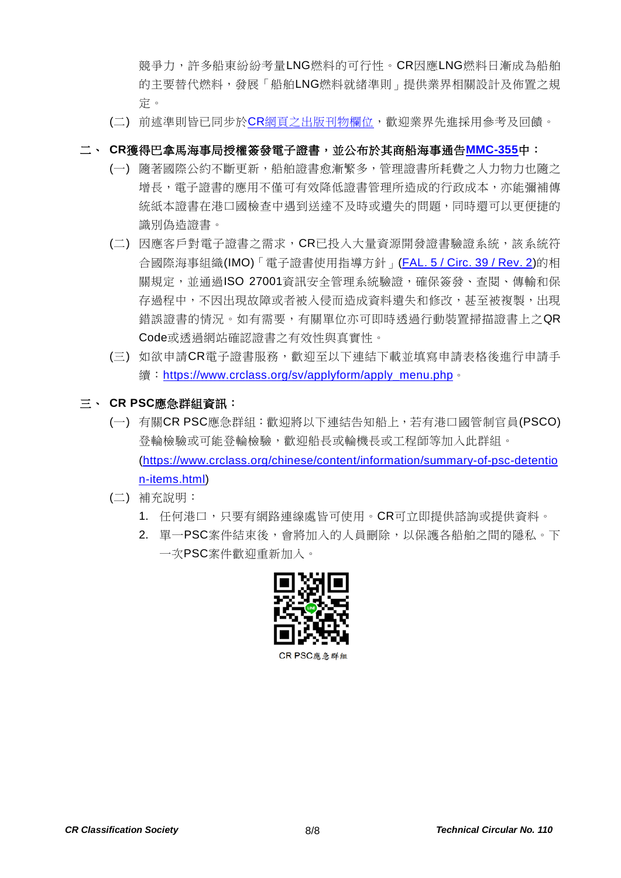競爭力，許多船東紛紛考量LNG燃料的可行性。CR因應LNG燃料日漸成為船舶的主要替代燃料，發展「船舶LNG燃料就緒準則」提供業界相關設計及佈置之規定。

(二) 前述準則皆已同步於CR網頁之出版刊物欄位，歡迎業界先進採用參考及回饋。

## 二、 CR獲得巴拿馬海事局授權簽發電子證書，並公布於其商船海事通告MMC-355中：

(一) 隨著國際公約不斷更新，船舶證書愈漸繁多，管理證書所耗費之人力物力也隨之增長，電子證書的應用不僅可有效降低證書管理所造成的行政成本，亦能彌補傳統紙本證書在港口國檢查中遇到送達不及時或遺失的問題，同時還可以更便捷的識別偽造證書。

(二) 因應客戶對電子證書之需求，CR已投入大量資源開發證書驗證系統，該系統符合國際海事組織(IMO)「電子證書使用指導方針」(FAL. 5 / Circ. 39 / Rev. 2)的相關規定，並通過ISO 27001資訊安全管理系統驗證，確保簽發、查閱、傳輸和保存過程中，不因出現故障或者被入侵而造成資料遺失和修改，甚至被複製，出現錯誤證書的情況。如有需要，有關單位亦可即時透過行動裝置掃描證書上之QR Code或透過網站確認證書之有效性與真實性。

(三) 如欲申請CR電子證書服務，歡迎至以下連結下載並填寫申請表格後進行申請手續：https://www.crclass.org/sv/applyform/apply_menu.php。

## 三、 CR PSC應急群組資訊：

(一) 有關CR PSC應急群組：歡迎將以下連結告知船上，若有港口國管制官員(PSCO)登輪檢驗或可能登輪檢驗，歡迎船長或輪機長或工程師等加入此群組。(https://www.crclass.org/chinese/content/information/summary-of-psc-detention-items.html)

(二) 補充說明：

1. 任何港口，只要有網路連線處皆可使用。CR可立即提供諮詢或提供資料。
2. 單一PSC案件結束後，會將加入的人員刪除，以保護各船舶之間的隱私。下一次PSC案件歡迎重新加入。

CR PSC應急群組